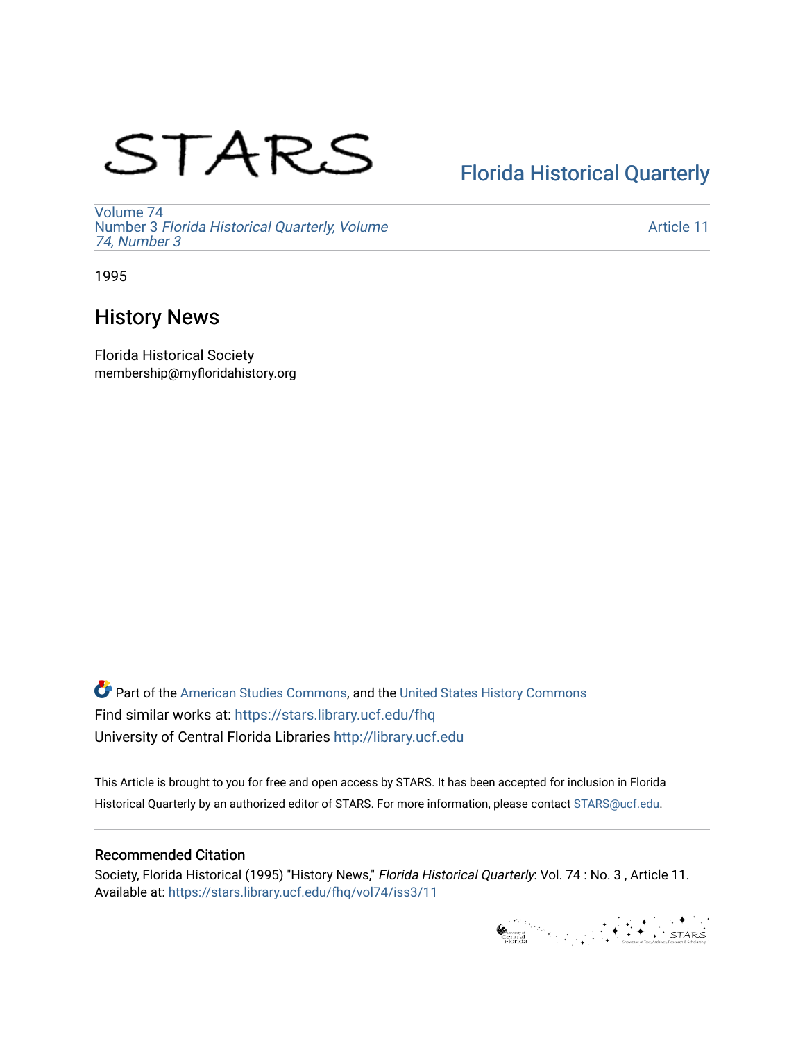STARS

Florida Historical Quarterly

Volume 74
Number 3 *Florida Historical Quarterly, Volume 74, Number 3*

Article 11

1995

# History News

Florida Historical Society
membership@myfloridahistory.org

Part of the American Studies Commons, and the United States History Commons
Find similar works at: https://stars.library.ucf.edu/fhq
University of Central Florida Libraries http://library.ucf.edu

This Article is brought to you for free and open access by STARS. It has been accepted for inclusion in Florida Historical Quarterly by an authorized editor of STARS. For more information, please contact STARS@ucf.edu.

## Recommended Citation

Society, Florida Historical (1995) "History News," *Florida Historical Quarterly*: Vol. 74 : No. 3 , Article 11.
Available at: https://stars.library.ucf.edu/fhq/vol74/iss3/11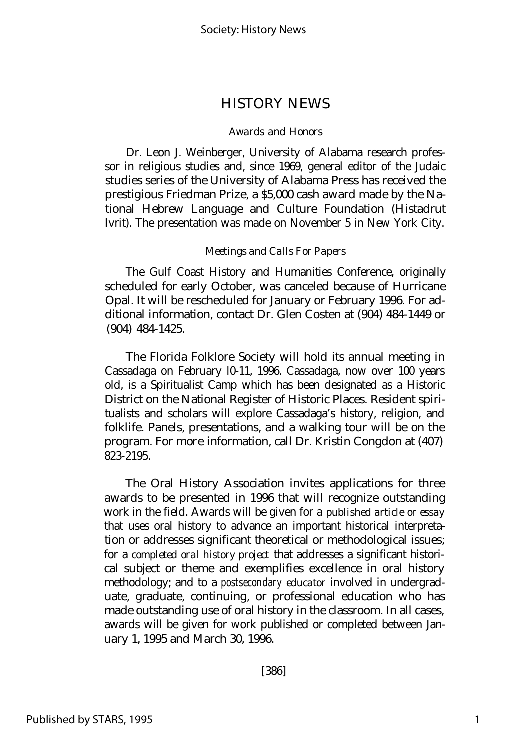# HISTORY NEWS

### *Awards and Honors*

Dr. Leon J. Weinberger, University of Alabama research professor in religious studies and, since 1969, general editor of the Judaic studies series of the University of Alabama Press has received the prestigious Friedman Prize, a $5,000 cash award made by the National Hebrew Language and Culture Foundation (Histadrut Ivrit). The presentation was made on November 5 in New York City.

### *Meetings and Calls For Papers*

The Gulf Coast History and Humanities Conference, originally scheduled for early October, was canceled because of Hurricane Opal. It will be rescheduled for January or February 1996. For additional information, contact Dr. Glen Costen at (904) 484-1449 or (904) 484-1425.

The Florida Folklore Society will hold its annual meeting in Cassadaga on February 10-11, 1996. Cassadaga, now over 100 years old, is a Spiritualist Camp which has been designated as a Historic District on the National Register of Historic Places. Resident spiritualists and scholars will explore Cassadaga's history, religion, and folklife. Panels, presentations, and a walking tour will be on the program. For more information, call Dr. Kristin Congdon at (407) 823-2195.

The Oral History Association invites applications for three awards to be presented in 1996 that will recognize outstanding work in the field. Awards will be given for a *published article or essay* that uses oral history to advance an important historical interpretation or addresses significant theoretical or methodological issues; for a *completed oral history project* that addresses a significant historical subject or theme and exemplifies excellence in oral history methodology; and to a *postsecondary educator* involved in undergraduate, graduate, continuing, or professional education who has made outstanding use of oral history in the classroom. In all cases, awards will be given for work published or completed between January 1, 1995 and March 30, 1996.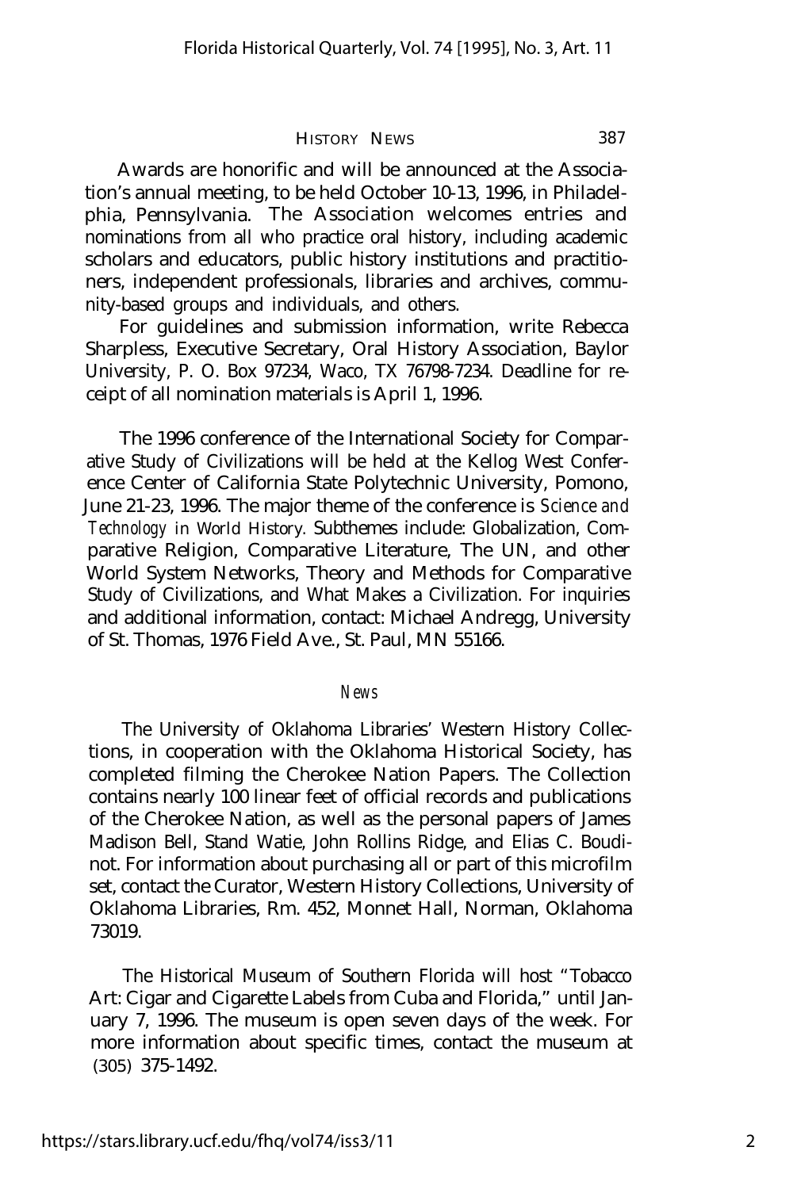Awards are honorific and will be announced at the Association's annual meeting, to be held October 10-13, 1996, in Philadelphia, Pennsylvania. The Association welcomes entries and nominations from all who practice oral history, including academic scholars and educators, public history institutions and practitioners, independent professionals, libraries and archives, community-based groups and individuals, and others.

For guidelines and submission information, write Rebecca Sharpless, Executive Secretary, Oral History Association, Baylor University, P. O. Box 97234, Waco, TX 76798-7234. Deadline for receipt of all nomination materials is April 1, 1996.

The 1996 conference of the International Society for Comparative Study of Civilizations will be held at the Kellog West Conference Center of California State Polytechnic University, Pomono, June 21-23, 1996. The major theme of the conference is *Science and Technology in World History*. Subthemes include: Globalization, Comparative Religion, Comparative Literature, The UN, and other World System Networks, Theory and Methods for Comparative Study of Civilizations, and What Makes a Civilization. For inquiries and additional information, contact: Michael Andregg, University of St. Thomas, 1976 Field Ave., St. Paul, MN 55166.

## *News*

The University of Oklahoma Libraries' Western History Collections, in cooperation with the Oklahoma Historical Society, has completed filming the Cherokee Nation Papers. The Collection contains nearly 100 linear feet of official records and publications of the Cherokee Nation, as well as the personal papers of James Madison Bell, Stand Watie, John Rollins Ridge, and Elias C. Boudinot. For information about purchasing all or part of this microfilm set, contact the Curator, Western History Collections, University of Oklahoma Libraries, Rm. 452, Monnet Hall, Norman, Oklahoma 73019.

The Historical Museum of Southern Florida will host "Tobacco Art: Cigar and Cigarette Labels from Cuba and Florida," until January 7, 1996. The museum is open seven days of the week. For more information about specific times, contact the museum at (305) 375-1492.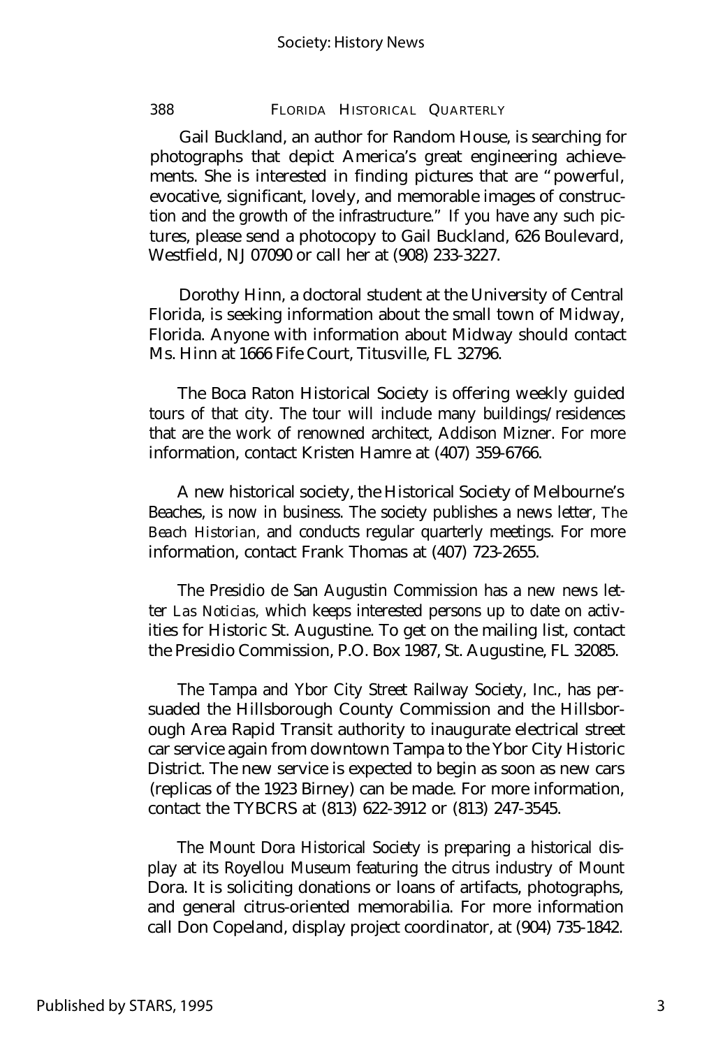Gail Buckland, an author for Random House, is searching for photographs that depict America's great engineering achievements. She is interested in finding pictures that are "powerful, evocative, significant, lovely, and memorable images of construction and the growth of the infrastructure." If you have any such pictures, please send a photocopy to Gail Buckland, 626 Boulevard, Westfield, NJ 07090 or call her at (908) 233-3227.

Dorothy Hinn, a doctoral student at the University of Central Florida, is seeking information about the small town of Midway, Florida. Anyone with information about Midway should contact Ms. Hinn at 1666 Fife Court, Titusville, FL 32796.

The Boca Raton Historical Society is offering weekly guided tours of that city. The tour will include many buildings/residences that are the work of renowned architect, Addison Mizner. For more information, contact Kristen Hamre at (407) 359-6766.

A new historical society, the Historical Society of Melbourne's Beaches, is now in business. The society publishes a news letter, *The Beach Historian*, and conducts regular quarterly meetings. For more information, contact Frank Thomas at (407) 723-2655.

The Presidio de San Augustin Commission has a new news letter *Las Noticias*, which keeps interested persons up to date on activities for Historic St. Augustine. To get on the mailing list, contact the Presidio Commission, P.O. Box 1987, St. Augustine, FL 32085.

The Tampa and Ybor City Street Railway Society, Inc., has persuaded the Hillsborough County Commission and the Hillsborough Area Rapid Transit authority to inaugurate electrical street car service again from downtown Tampa to the Ybor City Historic District. The new service is expected to begin as soon as new cars (replicas of the 1923 Birney) can be made. For more information, contact the TYBCRS at (813) 622-3912 or (813) 247-3545.

The Mount Dora Historical Society is preparing a historical display at its Royellou Museum featuring the citrus industry of Mount Dora. It is soliciting donations or loans of artifacts, photographs, and general citrus-oriented memorabilia. For more information call Don Copeland, display project coordinator, at (904) 735-1842.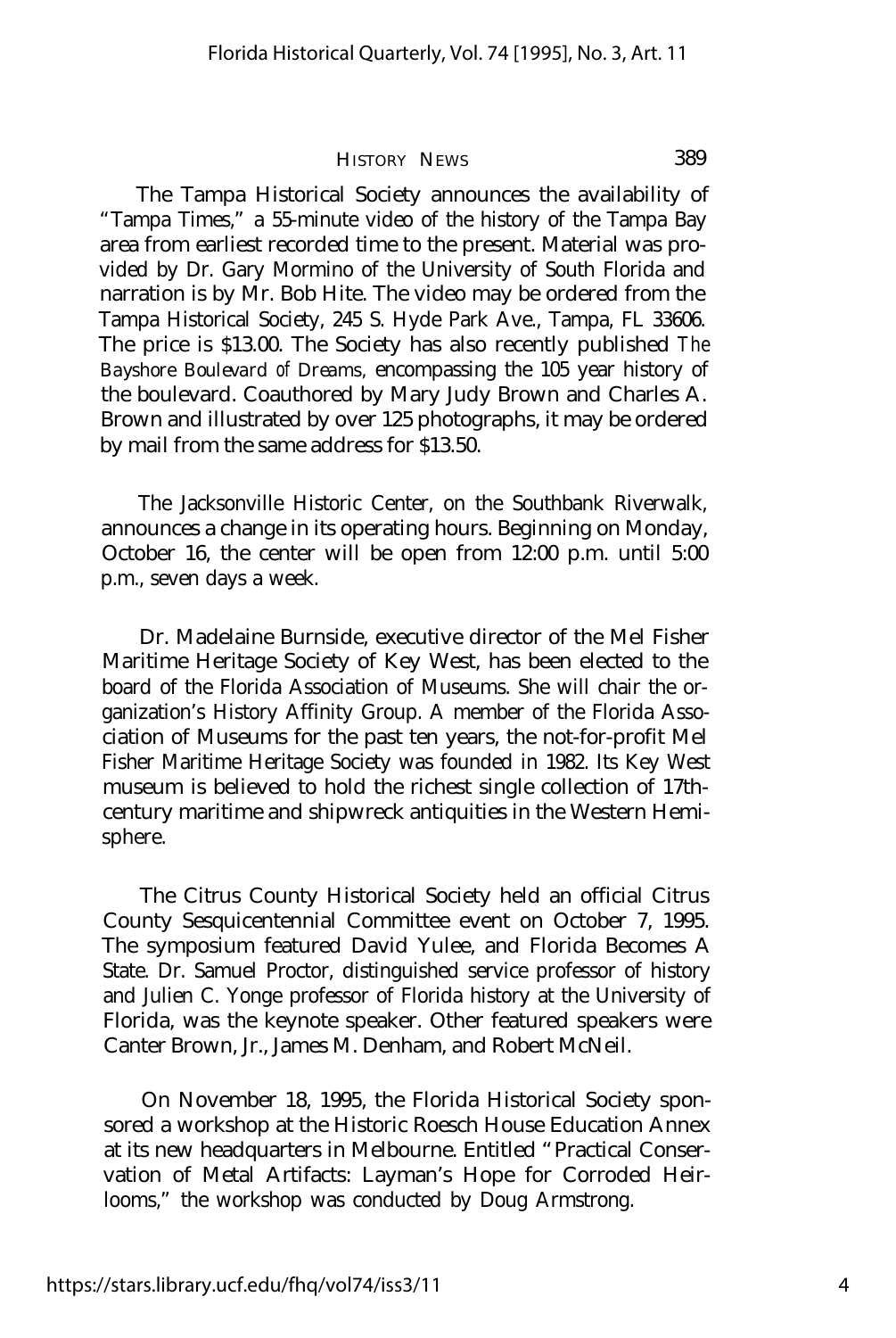The Tampa Historical Society announces the availability of "Tampa Times," a 55-minute video of the history of the Tampa Bay area from earliest recorded time to the present. Material was provided by Dr. Gary Mormino of the University of South Florida and narration is by Mr. Bob Hite. The video may be ordered from the Tampa Historical Society, 245 S. Hyde Park Ave., Tampa, FL 33606. The price is $13.00. The Society has also recently published *The Bayshore Boulevard of Dreams*, encompassing the 105 year history of the boulevard. Coauthored by Mary Judy Brown and Charles A. Brown and illustrated by over 125 photographs, it may be ordered by mail from the same address for $13.50.

The Jacksonville Historic Center, on the Southbank Riverwalk, announces a change in its operating hours. Beginning on Monday, October 16, the center will be open from 12:00 p.m. until 5:00 p.m., seven days a week.

Dr. Madelaine Burnside, executive director of the Mel Fisher Maritime Heritage Society of Key West, has been elected to the board of the Florida Association of Museums. She will chair the organization's History Affinity Group. A member of the Florida Association of Museums for the past ten years, the not-for-profit Mel Fisher Maritime Heritage Society was founded in 1982. Its Key West museum is believed to hold the richest single collection of 17th-century maritime and shipwreck antiquities in the Western Hemisphere.

The Citrus County Historical Society held an official Citrus County Sesquicentennial Committee event on October 7, 1995. The symposium featured David Yulee, and Florida Becomes A State. Dr. Samuel Proctor, distinguished service professor of history and Julien C. Yonge professor of Florida history at the University of Florida, was the keynote speaker. Other featured speakers were Canter Brown, Jr., James M. Denham, and Robert McNeil.

On November 18, 1995, the Florida Historical Society sponsored a workshop at the Historic Roesch House Education Annex at its new headquarters in Melbourne. Entitled "Practical Conservation of Metal Artifacts: Layman's Hope for Corroded Heirlooms," the workshop was conducted by Doug Armstrong.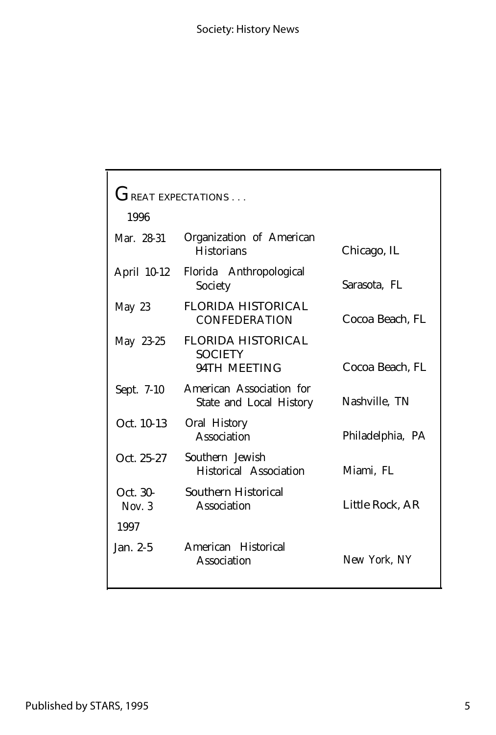## GREAT EXPECTATIONS . . .

| | | |
|---|---|---|
| **1996** | | |
| Mar. 28-31 | Organization of American Historians | Chicago, IL |
| April 10-12 | Florida Anthropological Society | Sarasota, FL |
| May 23 | FLORIDA HISTORICAL CONFEDERATION | Cocoa Beach, FL |
| May 23-25 | FLORIDA HISTORICAL SOCIETY 94TH MEETING | Cocoa Beach, FL |
| Sept. 7-10 | American Association for State and Local History | Nashville, TN |
| Oct. 10-13 | Oral History Association | Philadelphia, PA |
| Oct. 25-27 | Southern Jewish Historical Association | Miami, FL |
| Oct. 30-Nov. 3 | Southern Historical Association | Little Rock, AR |
| **1997** | | |
| Jan. 2-5 | American Historical Association | New York, NY |